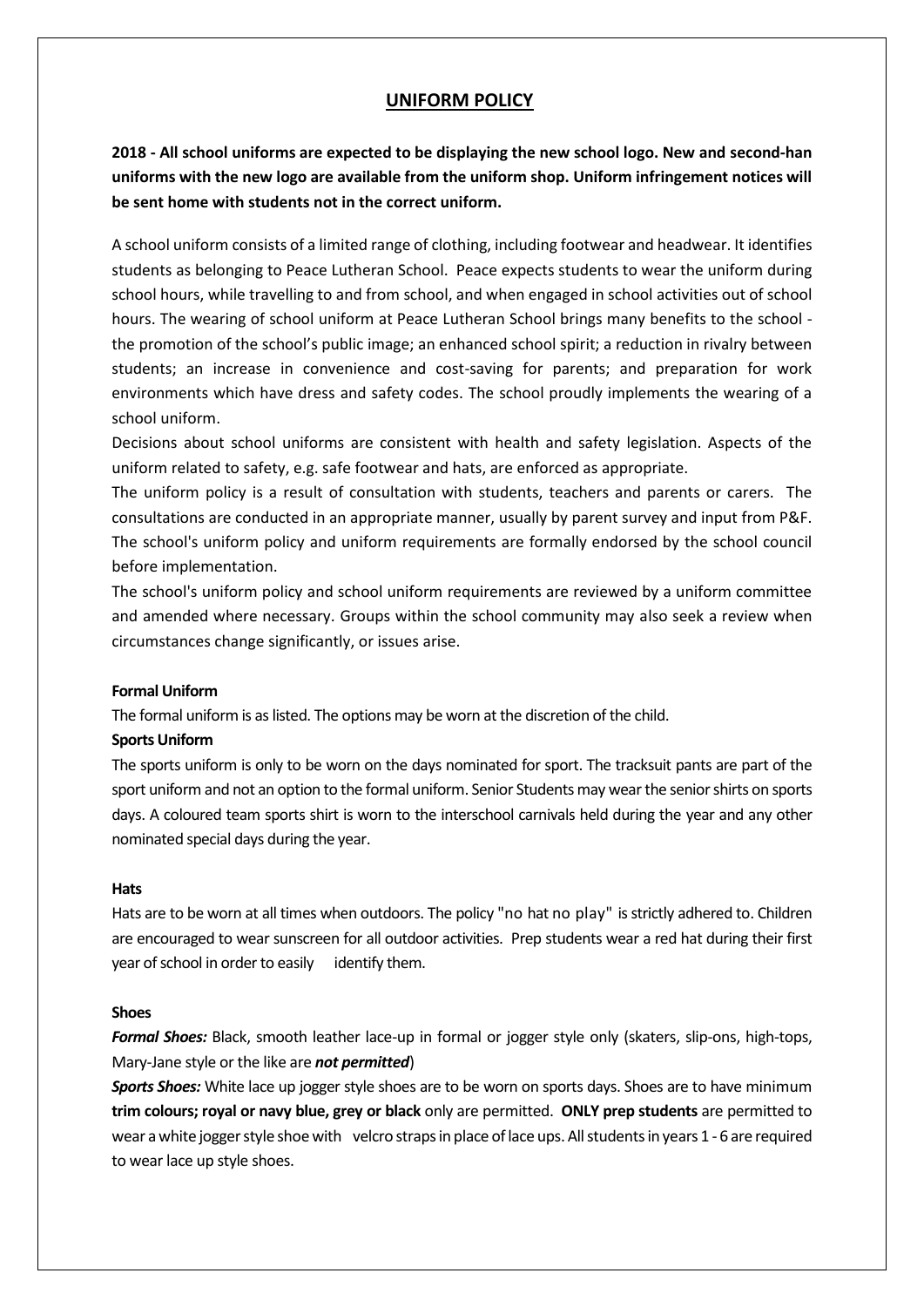## UNIFORM POLICY

**2018 - All school uniforms are expected to be displaying the new school logo. New and second-han uniforms with the new logo are available from the uniform shop. Uniform infringement notices will be sent home with students not in the correct uniform.**

A school uniform consists of a limited range of clothing, including footwear and headwear. It identifies students as belonging to Peace Lutheran School. Peace expects students to wear the uniform during school hours, while travelling to and from school, and when engaged in school activities out of school hours. The wearing of school uniform at Peace Lutheran School brings many benefits to the school - the promotion of the school's public image; an enhanced school spirit; a reduction in rivalry between students; an increase in convenience and cost-saving for parents; and preparation for work environments which have dress and safety codes. The school proudly implements the wearing of a school uniform.

Decisions about school uniforms are consistent with health and safety legislation. Aspects of the uniform related to safety, e.g. safe footwear and hats, are enforced as appropriate.

The uniform policy is a result of consultation with students, teachers and parents or carers. The consultations are conducted in an appropriate manner, usually by parent survey and input from P&F. The school's uniform policy and uniform requirements are formally endorsed by the school council before implementation.

The school's uniform policy and school uniform requirements are reviewed by a uniform committee and amended where necessary. Groups within the school community may also seek a review when circumstances change significantly, or issues arise.

**Formal Uniform**

The formal uniform is as listed. The options may be worn at the discretion of the child.

**Sports Uniform**

The sports uniform is only to be worn on the days nominated for sport. The tracksuit pants are part of the sport uniform and not an option to the formal uniform. Senior Students may wear the senior shirts on sports days. A coloured team sports shirt is worn to the interschool carnivals held during the year and any other nominated special days during the year.

**Hats**

Hats are to be worn at all times when outdoors. The policy "no hat no play" is strictly adhered to. Children are encouraged to wear sunscreen for all outdoor activities. Prep students wear a red hat during their first year of school in order to easily identify them.

**Shoes**

***Formal Shoes:*** Black, smooth leather lace-up in formal or jogger style only (skaters, slip-ons, high-tops, Mary-Jane style or the like are ***not permitted***)

***Sports Shoes:*** White lace up jogger style shoes are to be worn on sports days. Shoes are to have minimum **trim colours; royal or navy blue, grey or black** only are permitted. **ONLY prep students** are permitted to wear a white jogger style shoe with velcro straps in place of lace ups. All students in years 1 - 6 are required to wear lace up style shoes.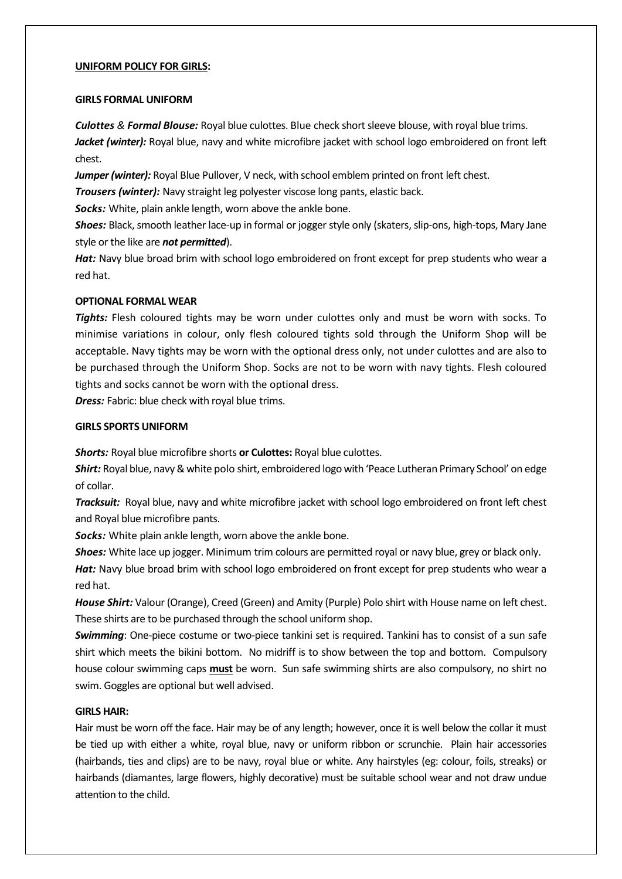**<u>UNIFORM POLICY FOR GIRLS</u>:**

**GIRLS FORMAL UNIFORM**

***Culottes*** *&* ***Formal Blouse:*** Royal blue culottes. Blue check short sleeve blouse, with royal blue trims.
***Jacket (winter):*** Royal blue, navy and white microfibre jacket with school logo embroidered on front left chest.
***Jumper (winter):*** Royal Blue Pullover, V neck, with school emblem printed on front left chest.
***Trousers (winter):*** Navy straight leg polyester viscose long pants, elastic back.
***Socks:*** White, plain ankle length, worn above the ankle bone.
***Shoes:*** Black, smooth leather lace-up in formal or jogger style only (skaters, slip-ons, high-tops, Mary Jane style or the like are ***not permitted***).
***Hat:*** Navy blue broad brim with school logo embroidered on front except for prep students who wear a red hat.

**OPTIONAL FORMAL WEAR**

***Tights:*** Flesh coloured tights may be worn under culottes only and must be worn with socks. To minimise variations in colour, only flesh coloured tights sold through the Uniform Shop will be acceptable. Navy tights may be worn with the optional dress only, not under culottes and are also to be purchased through the Uniform Shop. Socks are not to be worn with navy tights. Flesh coloured tights and socks cannot be worn with the optional dress.
***Dress:*** Fabric: blue check with royal blue trims.

**GIRLS SPORTS UNIFORM**

***Shorts:*** Royal blue microfibre shorts **or Culottes:** Royal blue culottes.
***Shirt:*** Royal blue, navy & white polo shirt, embroidered logo with 'Peace Lutheran Primary School' on edge of collar.
***Tracksuit:*** Royal blue, navy and white microfibre jacket with school logo embroidered on front left chest and Royal blue microfibre pants.
***Socks:*** White plain ankle length, worn above the ankle bone.
***Shoes:*** White lace up jogger. Minimum trim colours are permitted royal or navy blue, grey or black only.
***Hat:*** Navy blue broad brim with school logo embroidered on front except for prep students who wear a red hat.
***House Shirt:*** Valour (Orange), Creed (Green) and Amity (Purple) Polo shirt with House name on left chest. These shirts are to be purchased through the school uniform shop.
***Swimming***: One-piece costume or two-piece tankini set is required. Tankini has to consist of a sun safe shirt which meets the bikini bottom. No midriff is to show between the top and bottom. Compulsory house colour swimming caps **<u>must</u>** be worn. Sun safe swimming shirts are also compulsory, no shirt no swim. Goggles are optional but well advised.

**GIRLS HAIR:**

Hair must be worn off the face. Hair may be of any length; however, once it is well below the collar it must be tied up with either a white, royal blue, navy or uniform ribbon or scrunchie. Plain hair accessories (hairbands, ties and clips) are to be navy, royal blue or white. Any hairstyles (eg: colour, foils, streaks) or hairbands (diamantes, large flowers, highly decorative) must be suitable school wear and not draw undue attention to the child.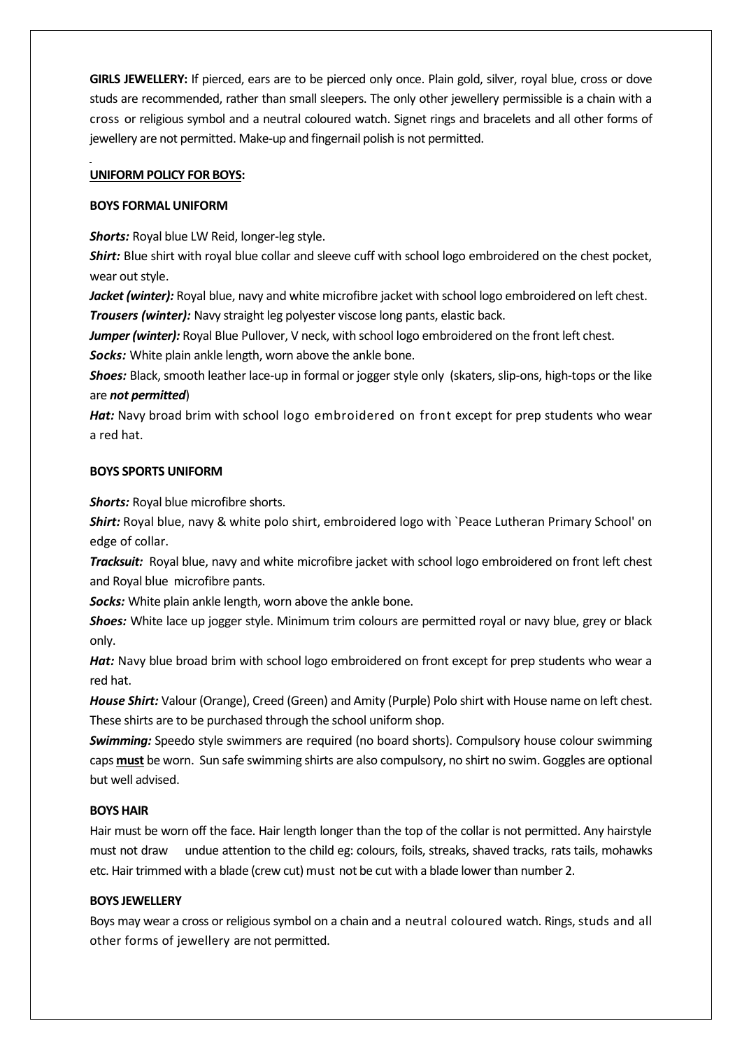**GIRLS JEWELLERY:** If pierced, ears are to be pierced only once. Plain gold, silver, royal blue, cross or dove studs are recommended, rather than small sleepers. The only other jewellery permissible is a chain with a cross or religious symbol and a neutral coloured watch. Signet rings and bracelets and all other forms of jewellery are not permitted. Make-up and fingernail polish is not permitted.

## UNIFORM POLICY FOR BOYS:

### BOYS FORMAL UNIFORM

***Shorts:*** Royal blue LW Reid, longer-leg style.
***Shirt:*** Blue shirt with royal blue collar and sleeve cuff with school logo embroidered on the chest pocket, wear out style.
***Jacket (winter):*** Royal blue, navy and white microfibre jacket with school logo embroidered on left chest.
***Trousers (winter):*** Navy straight leg polyester viscose long pants, elastic back.
***Jumper (winter):*** Royal Blue Pullover, V neck, with school logo embroidered on the front left chest.
***Socks:*** White plain ankle length, worn above the ankle bone.
***Shoes:*** Black, smooth leather lace-up in formal or jogger style only (skaters, slip-ons, high-tops or the like are ***not permitted***)
***Hat:*** Navy broad brim with school logo embroidered on front except for prep students who wear a red hat.

### BOYS SPORTS UNIFORM

***Shorts:*** Royal blue microfibre shorts.
***Shirt:*** Royal blue, navy & white polo shirt, embroidered logo with `Peace Lutheran Primary School' on edge of collar.
***Tracksuit:*** Royal blue, navy and white microfibre jacket with school logo embroidered on front left chest and Royal blue microfibre pants.
***Socks:*** White plain ankle length, worn above the ankle bone.
***Shoes:*** White lace up jogger style. Minimum trim colours are permitted royal or navy blue, grey or black only.
***Hat:*** Navy blue broad brim with school logo embroidered on front except for prep students who wear a red hat.
***House Shirt:*** Valour (Orange), Creed (Green) and Amity (Purple) Polo shirt with House name on left chest. These shirts are to be purchased through the school uniform shop.
***Swimming:*** Speedo style swimmers are required (no board shorts). Compulsory house colour swimming caps **must** be worn. Sun safe swimming shirts are also compulsory, no shirt no swim. Goggles are optional but well advised.

### BOYS HAIR

Hair must be worn off the face. Hair length longer than the top of the collar is not permitted. Any hairstyle must not draw undue attention to the child eg: colours, foils, streaks, shaved tracks, rats tails, mohawks etc. Hair trimmed with a blade (crew cut) must not be cut with a blade lower than number 2.

### BOYS JEWELLERY

Boys may wear a cross or religious symbol on a chain and a neutral coloured watch. Rings, studs and all other forms of jewellery are not permitted.